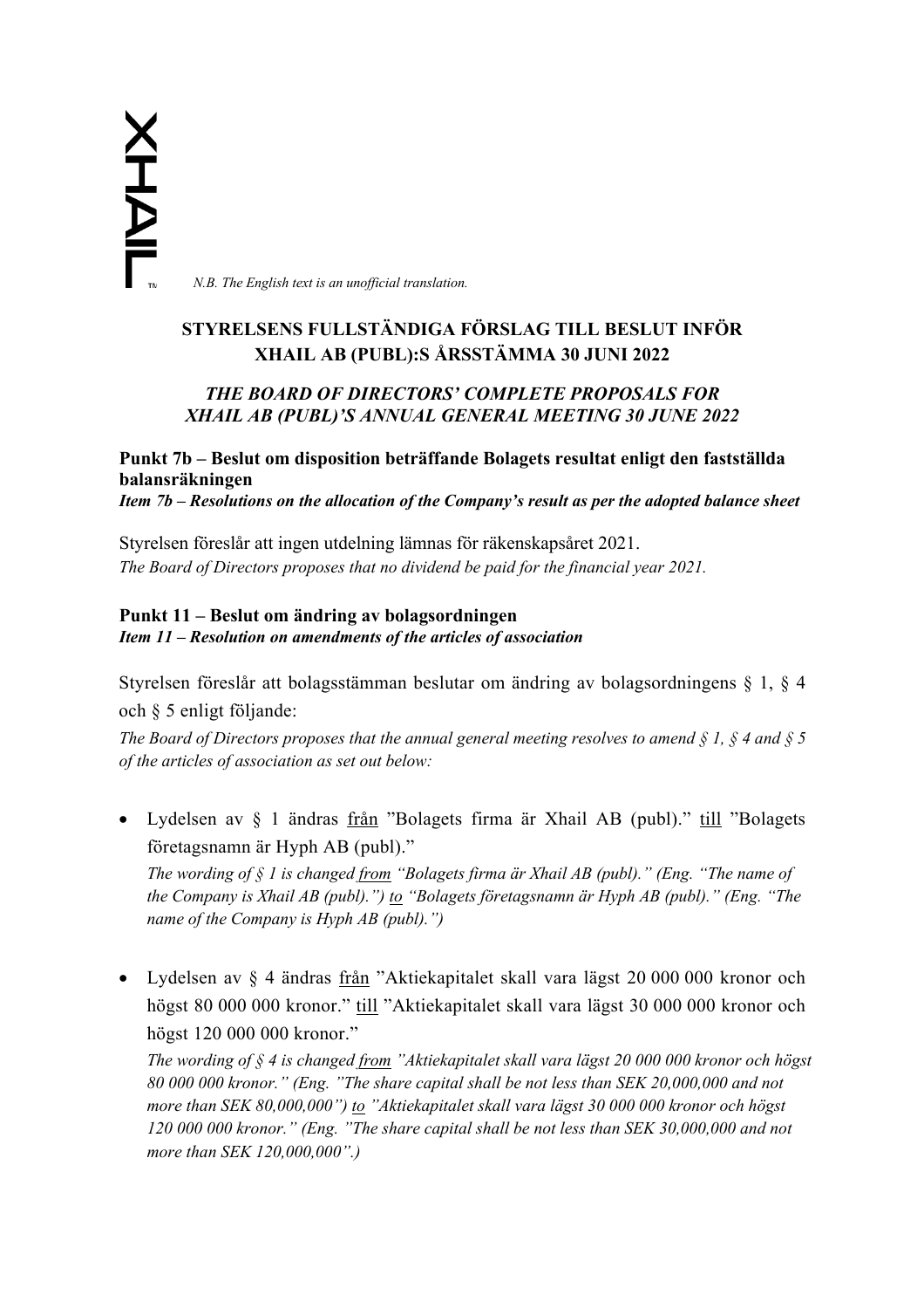XHAIL™

*N.B. The English text is an unofficial translation.*

# STYRELSENS FULLSTÄNDIGA FÖRSLAG TILL BESLUT INFÖR XHAIL AB (PUBL):S ÅRSSTÄMMA 30 JUNI 2022

# *THE BOARD OF DIRECTORS' COMPLETE PROPOSALS FOR XHAIL AB (PUBL)'S ANNUAL GENERAL MEETING 30 JUNE 2022*

## Punkt 7b – Beslut om disposition beträffande Bolagets resultat enligt den fastställda balansräkningen

***Item 7b – Resolutions on the allocation of the Company's result as per the adopted balance sheet***

Styrelsen föreslår att ingen utdelning lämnas för räkenskapsåret 2021.

*The Board of Directors proposes that no dividend be paid for the financial year 2021.*

## Punkt 11 – Beslut om ändring av bolagsordningen

***Item 11 – Resolution on amendments of the articles of association***

Styrelsen föreslår att bolagsstämman beslutar om ändring av bolagsordningens § 1, § 4 och § 5 enligt följande:

*The Board of Directors proposes that the annual general meeting resolves to amend § 1, § 4 and § 5 of the articles of association as set out below:*

- Lydelsen av § 1 ändras från "Bolagets firma är Xhail AB (publ)." till "Bolagets företagsnamn är Hyph AB (publ)."

  *The wording of § 1 is changed from "Bolagets firma är Xhail AB (publ)." (Eng. "The name of the Company is Xhail AB (publ).") to "Bolagets företagsnamn är Hyph AB (publ)." (Eng. "The name of the Company is Hyph AB (publ).")*

- Lydelsen av § 4 ändras från "Aktiekapitalet skall vara lägst 20 000 000 kronor och högst 80 000 000 kronor." till "Aktiekapitalet skall vara lägst 30 000 000 kronor och högst 120 000 000 kronor."

  *The wording of § 4 is changed from "Aktiekapitalet skall vara lägst 20 000 000 kronor och högst 80 000 000 kronor." (Eng. "The share capital shall be not less than SEK 20,000,000 and not more than SEK 80,000,000") to "Aktiekapitalet skall vara lägst 30 000 000 kronor och högst 120 000 000 kronor." (Eng. "The share capital shall be not less than SEK 30,000,000 and not more than SEK 120,000,000".)*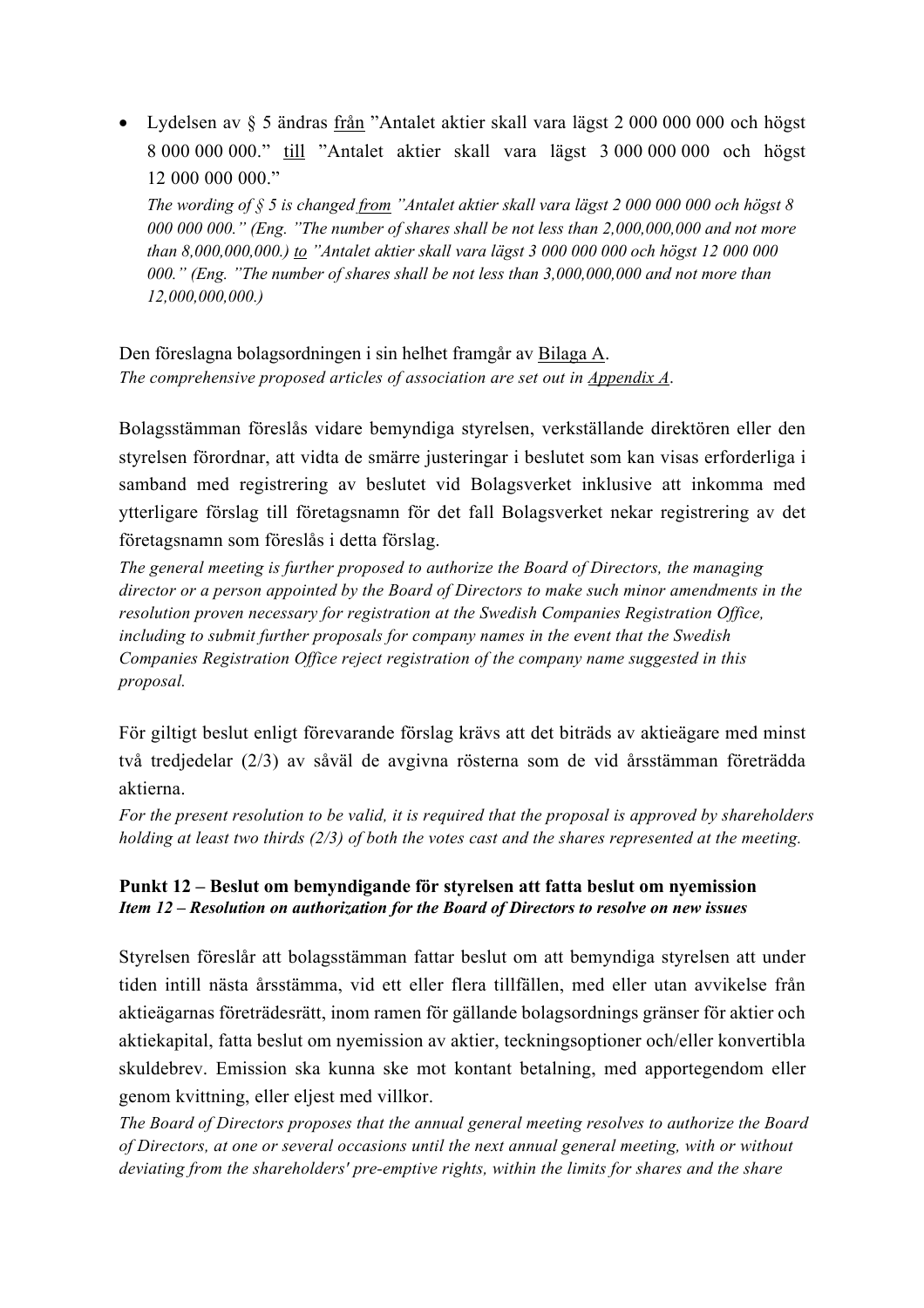- Lydelsen av § 5 ändras <u>från</u> ”Antalet aktier skall vara lägst 2 000 000 000 och högst 8 000 000 000.” <u>till</u> ”Antalet aktier skall vara lägst 3 000 000 000 och högst 12 000 000 000.”

  *The wording of § 5 is changed <u>from</u> ”Antalet aktier skall vara lägst 2 000 000 000 och högst 8 000 000 000.” (Eng. ”The number of shares shall be not less than 2,000,000,000 and not more than 8,000,000,000.) <u>to</u> ”Antalet aktier skall vara lägst 3 000 000 000 och högst 12 000 000 000.” (Eng. ”The number of shares shall be not less than 3,000,000,000 and not more than 12,000,000,000.)*

Den föreslagna bolagsordningen i sin helhet framgår av <u>Bilaga A</u>.
*The comprehensive proposed articles of association are set out in <u>Appendix A</u>.*

Bolagsstämman föreslås vidare bemyndiga styrelsen, verkställande direktören eller den styrelsen förordnar, att vidta de smärre justeringar i beslutet som kan visas erforderliga i samband med registrering av beslutet vid Bolagsverket inklusive att inkomma med ytterligare förslag till företagsnamn för det fall Bolagsverket nekar registrering av det företagsnamn som föreslås i detta förslag.
*The general meeting is further proposed to authorize the Board of Directors, the managing director or a person appointed by the Board of Directors to make such minor amendments in the resolution proven necessary for registration at the Swedish Companies Registration Office, including to submit further proposals for company names in the event that the Swedish Companies Registration Office reject registration of the company name suggested in this proposal.*

För giltigt beslut enligt förevarande förslag krävs att det biträds av aktieägare med minst två tredjedelar (2/3) av såväl de avgivna rösterna som de vid årsstämman företrädda aktierna.
*For the present resolution to be valid, it is required that the proposal is approved by shareholders holding at least two thirds (2/3) of both the votes cast and the shares represented at the meeting.*

### Punkt 12 – Beslut om bemyndigande för styrelsen att fatta beslut om nyemission
***Item 12 – Resolution on authorization for the Board of Directors to resolve on new issues***

Styrelsen föreslår att bolagsstämman fattar beslut om att bemyndiga styrelsen att under tiden intill nästa årsstämma, vid ett eller flera tillfällen, med eller utan avvikelse från aktieägarnas företrädesrätt, inom ramen för gällande bolagsordnings gränser för aktier och aktiekapital, fatta beslut om nyemission av aktier, teckningsoptioner och/eller konvertibla skuldebrev. Emission ska kunna ske mot kontant betalning, med apportegendom eller genom kvittning, eller eljest med villkor.
*The Board of Directors proposes that the annual general meeting resolves to authorize the Board of Directors, at one or several occasions until the next annual general meeting, with or without deviating from the shareholders' pre-emptive rights, within the limits for shares and the share*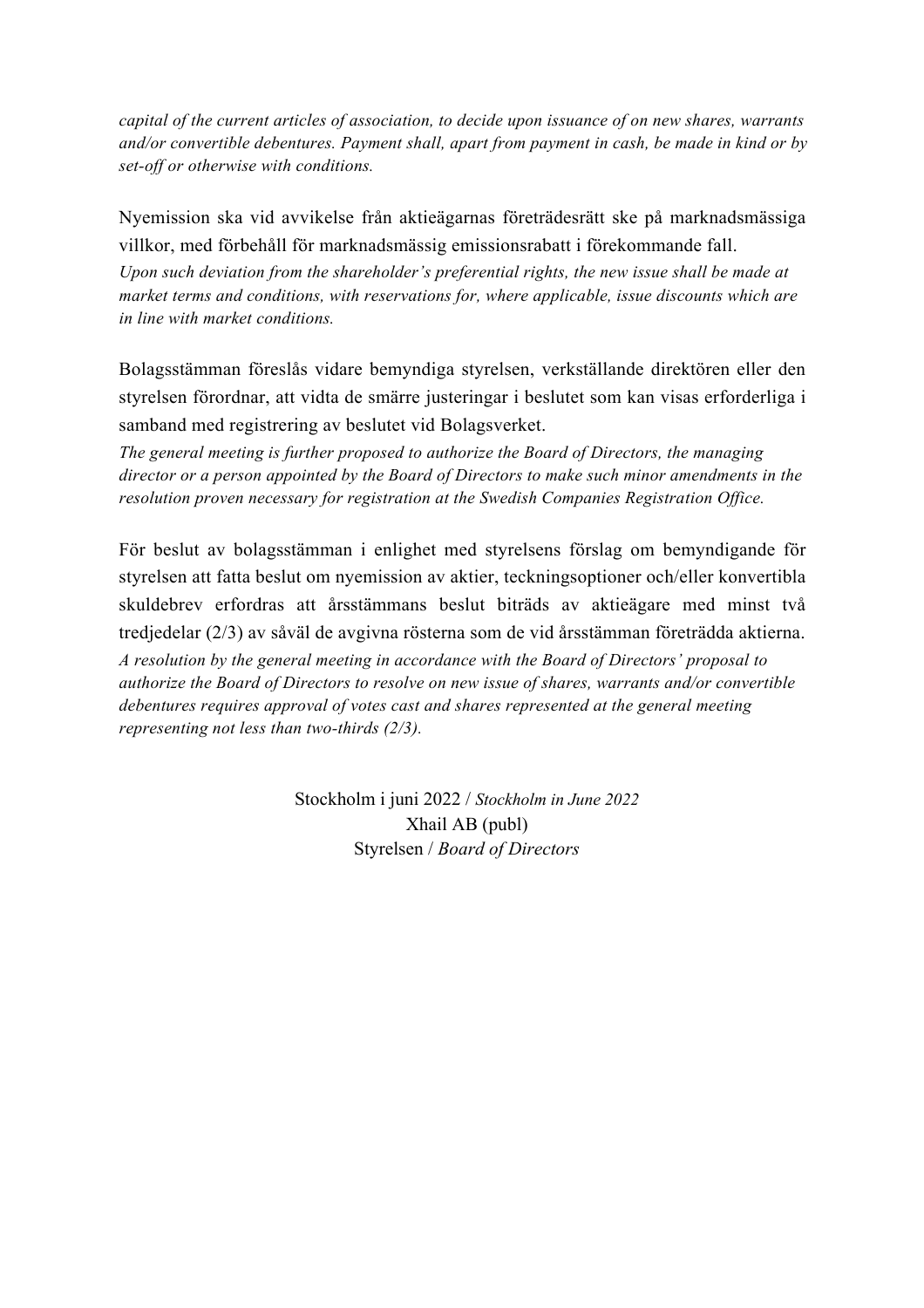*capital of the current articles of association, to decide upon issuance of on new shares, warrants and/or convertible debentures. Payment shall, apart from payment in cash, be made in kind or by set-off or otherwise with conditions.*

Nyemission ska vid avvikelse från aktieägarnas företrädesrätt ske på marknadsmässiga villkor, med förbehåll för marknadsmässig emissionsrabatt i förekommande fall.
*Upon such deviation from the shareholder's preferential rights, the new issue shall be made at market terms and conditions, with reservations for, where applicable, issue discounts which are in line with market conditions.*

Bolagsstämman föreslås vidare bemyndiga styrelsen, verkställande direktören eller den styrelsen förordnar, att vidta de smärre justeringar i beslutet som kan visas erforderliga i samband med registrering av beslutet vid Bolagsverket.
*The general meeting is further proposed to authorize the Board of Directors, the managing director or a person appointed by the Board of Directors to make such minor amendments in the resolution proven necessary for registration at the Swedish Companies Registration Office.*

För beslut av bolagsstämman i enlighet med styrelsens förslag om bemyndigande för styrelsen att fatta beslut om nyemission av aktier, teckningsoptioner och/eller konvertibla skuldebrev erfordras att årsstämmans beslut biträds av aktieägare med minst två tredjedelar (2/3) av såväl de avgivna rösterna som de vid årsstämman företrädda aktierna.
*A resolution by the general meeting in accordance with the Board of Directors' proposal to authorize the Board of Directors to resolve on new issue of shares, warrants and/or convertible debentures requires approval of votes cast and shares represented at the general meeting representing not less than two-thirds (2/3).*

Stockholm i juni 2022 / *Stockholm in June 2022*
Xhail AB (publ)
Styrelsen / *Board of Directors*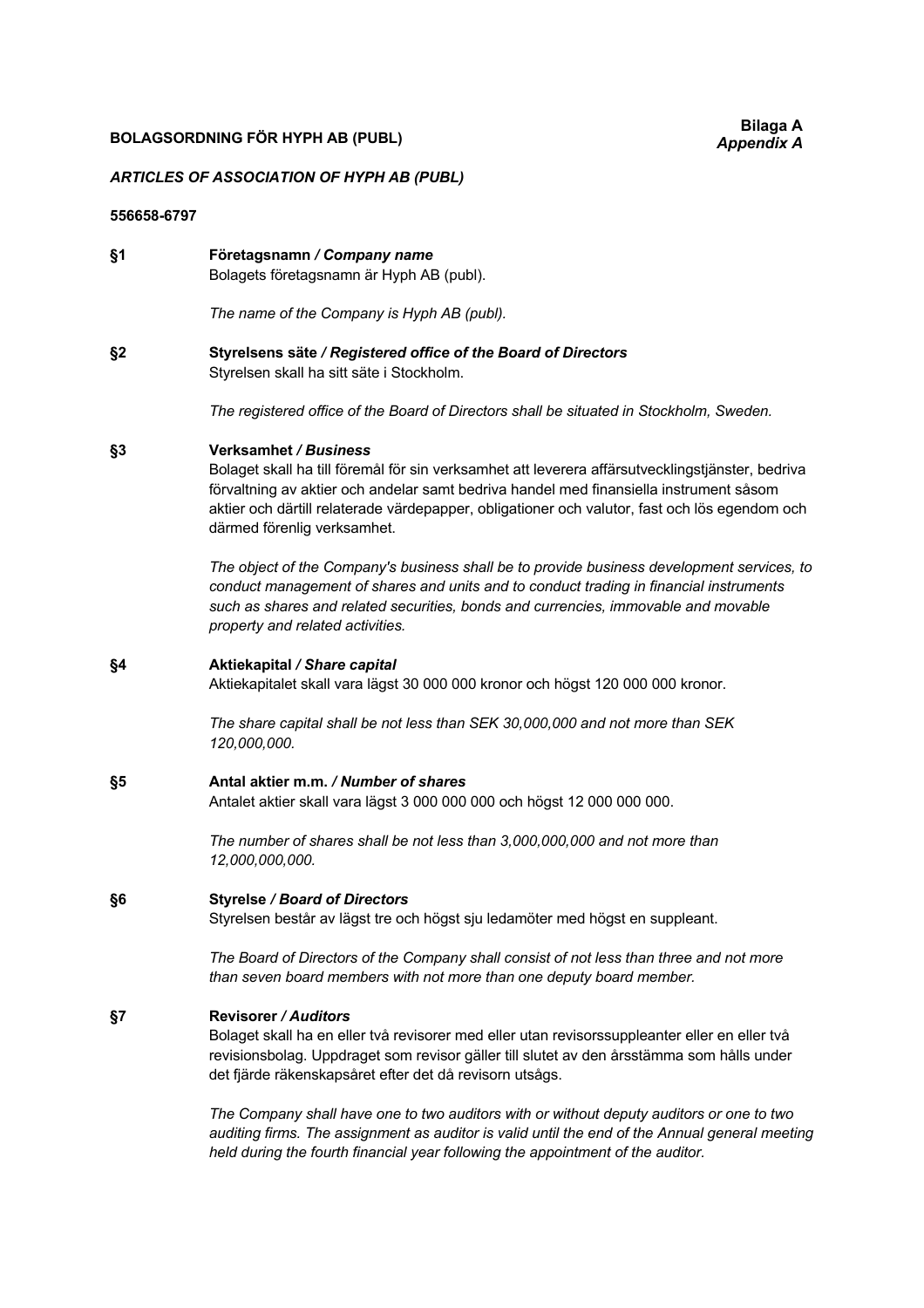**Bilaga A**
***Appendix A***

**BOLAGSORDNING FÖR HYPH AB (PUBL)**

***ARTICLES OF ASSOCIATION OF HYPH AB (PUBL)***

**556658-6797**

**§1 Företagsnamn / *Company name***

Bolagets företagsnamn är Hyph AB (publ).

*The name of the Company is Hyph AB (publ).*

**§2 Styrelsens säte / *Registered office of the Board of Directors***

Styrelsen skall ha sitt säte i Stockholm.

*The registered office of the Board of Directors shall be situated in Stockholm, Sweden.*

**§3 Verksamhet / *Business***

Bolaget skall ha till föremål för sin verksamhet att leverera affärsutvecklingstjänster, bedriva förvaltning av aktier och andelar samt bedriva handel med finansiella instrument såsom aktier och därtill relaterade värdepapper, obligationer och valutor, fast och lös egendom och därmed förenlig verksamhet.

*The object of the Company's business shall be to provide business development services, to conduct management of shares and units and to conduct trading in financial instruments such as shares and related securities, bonds and currencies, immovable and movable property and related activities.*

**§4 Aktiekapital / *Share capital***

Aktiekapitalet skall vara lägst 30 000 000 kronor och högst 120 000 000 kronor.

*The share capital shall be not less than SEK 30,000,000 and not more than SEK 120,000,000.*

**§5 Antal aktier m.m. / *Number of shares***

Antalet aktier skall vara lägst 3 000 000 000 och högst 12 000 000 000.

*The number of shares shall be not less than 3,000,000,000 and not more than 12,000,000,000.*

**§6 Styrelse / *Board of Directors***

Styrelsen består av lägst tre och högst sju ledamöter med högst en suppleant.

*The Board of Directors of the Company shall consist of not less than three and not more than seven board members with not more than one deputy board member.*

**§7 Revisorer / *Auditors***

Bolaget skall ha en eller två revisorer med eller utan revisorssuppleanter eller en eller två revisionsbolag. Uppdraget som revisor gäller till slutet av den årsstämma som hålls under det fjärde räkenskapsåret efter det då revisorn utsågs.

*The Company shall have one to two auditors with or without deputy auditors or one to two auditing firms. The assignment as auditor is valid until the end of the Annual general meeting held during the fourth financial year following the appointment of the auditor.*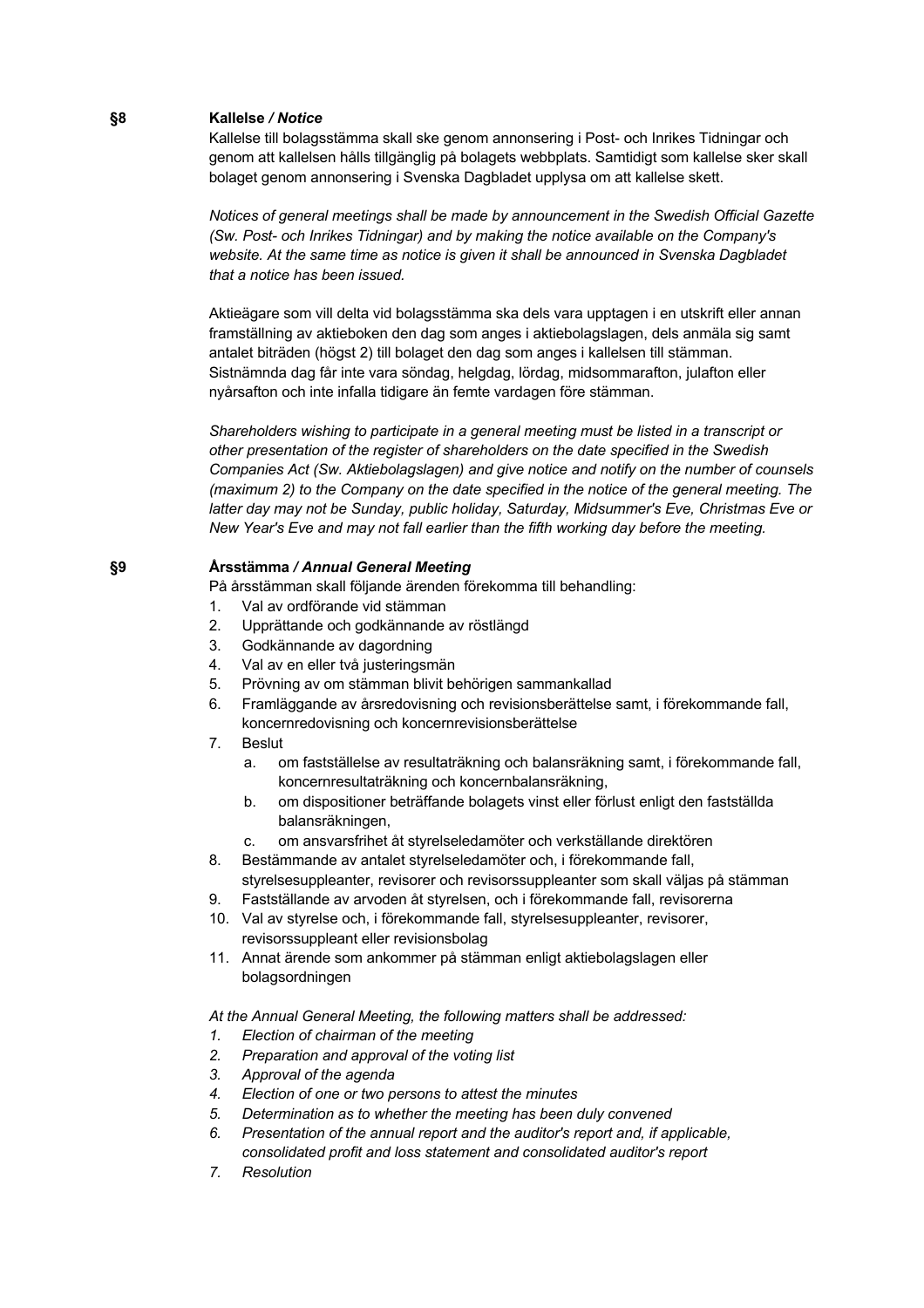**§8 Kallelse / *Notice***

Kallelse till bolagsstämma skall ske genom annonsering i Post- och Inrikes Tidningar och genom att kallelsen hålls tillgänglig på bolagets webbplats. Samtidigt som kallelse sker skall bolaget genom annonsering i Svenska Dagbladet upplysa om att kallelse skett.

*Notices of general meetings shall be made by announcement in the Swedish Official Gazette (Sw. Post- och Inrikes Tidningar) and by making the notice available on the Company's website. At the same time as notice is given it shall be announced in Svenska Dagbladet that a notice has been issued.*

Aktieägare som vill delta vid bolagsstämma ska dels vara upptagen i en utskrift eller annan framställning av aktieboken den dag som anges i aktiebolagslagen, dels anmäla sig samt antalet biträden (högst 2) till bolaget den dag som anges i kallelsen till stämman. Sistnämnda dag får inte vara söndag, helgdag, lördag, midsommarafton, julafton eller nyårsafton och inte infalla tidigare än femte vardagen före stämman.

*Shareholders wishing to participate in a general meeting must be listed in a transcript or other presentation of the register of shareholders on the date specified in the Swedish Companies Act (Sw. Aktiebolagslagen) and give notice and notify on the number of counsels (maximum 2) to the Company on the date specified in the notice of the general meeting. The latter day may not be Sunday, public holiday, Saturday, Midsummer's Eve, Christmas Eve or New Year's Eve and may not fall earlier than the fifth working day before the meeting.*

**§9 Årsstämma / *Annual General Meeting***

På årsstämman skall följande ärenden förekomma till behandling:

1. Val av ordförande vid stämman
2. Upprättande och godkännande av röstlängd
3. Godkännande av dagordning
4. Val av en eller två justeringsmän
5. Prövning av om stämman blivit behörigen sammankallad
6. Framläggande av årsredovisning och revisionsberättelse samt, i förekommande fall, koncernredovisning och koncernrevisionsberättelse
7. Beslut
   a. om fastställelse av resultaträkning och balansräkning samt, i förekommande fall, koncernresultaträkning och koncernbalansräkning,
   b. om dispositioner beträffande bolagets vinst eller förlust enligt den fastställda balansräkningen,
   c. om ansvarsfrihet åt styrelseledamöter och verkställande direktören
8. Bestämmande av antalet styrelseledamöter och, i förekommande fall, styrelsesuppleanter, revisorer och revisorssuppleanter som skall väljas på stämman
9. Fastställande av arvoden åt styrelsen, och i förekommande fall, revisorerna
10. Val av styrelse och, i förekommande fall, styrelsesuppleanter, revisorer, revisorssuppleant eller revisionsbolag
11. Annat ärende som ankommer på stämman enligt aktiebolagslagen eller bolagsordningen

*At the Annual General Meeting, the following matters shall be addressed:*

1. *Election of chairman of the meeting*
2. *Preparation and approval of the voting list*
3. *Approval of the agenda*
4. *Election of one or two persons to attest the minutes*
5. *Determination as to whether the meeting has been duly convened*
6. *Presentation of the annual report and the auditor's report and, if applicable, consolidated profit and loss statement and consolidated auditor's report*
7. *Resolution*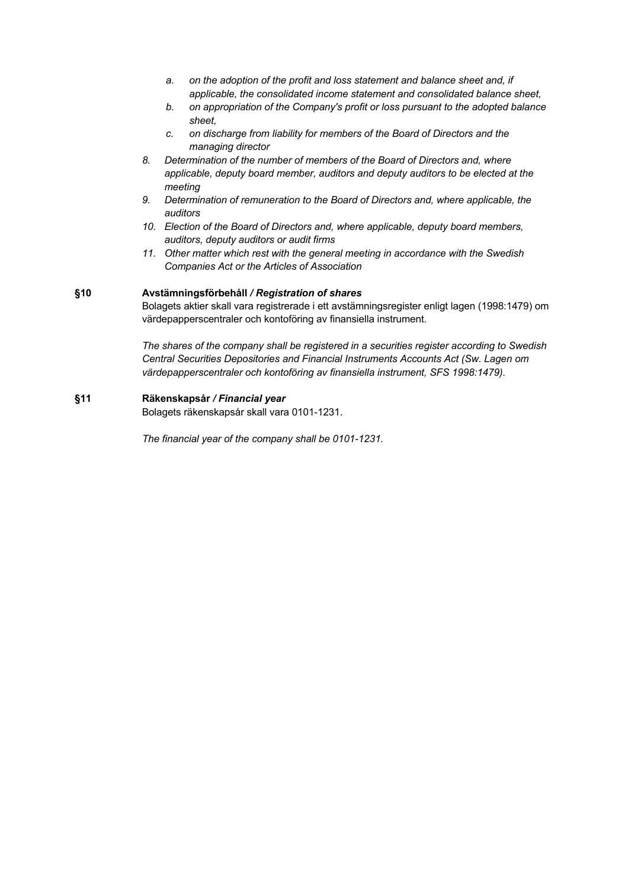a. *on the adoption of the profit and loss statement and balance sheet and, if applicable, the consolidated income statement and consolidated balance sheet,*
   b. *on appropriation of the Company's profit or loss pursuant to the adopted balance sheet,*
   c. *on discharge from liability for members of the Board of Directors and the managing director*
8. *Determination of the number of members of the Board of Directors and, where applicable, deputy board member, auditors and deputy auditors to be elected at the meeting*
9. *Determination of remuneration to the Board of Directors and, where applicable, the auditors*
10. *Election of the Board of Directors and, where applicable, deputy board members, auditors, deputy auditors or audit firms*
11. *Other matter which rest with the general meeting in accordance with the Swedish Companies Act or the Articles of Association*

**§10 Avstämningsförbehåll** ***/ Registration of shares***

Bolagets aktier skall vara registrerade i ett avstämningsregister enligt lagen (1998:1479) om värdepapperscentraler och kontoföring av finansiella instrument.

*The shares of the company shall be registered in a securities register according to Swedish Central Securities Depositories and Financial Instruments Accounts Act (Sw. Lagen om värdepapperscentraler och kontoföring av finansiella instrument, SFS 1998:1479).*

**§11 Räkenskapsår** ***/ Financial year***

Bolagets räkenskapsår skall vara 0101-1231.

*The financial year of the company shall be 0101-1231.*